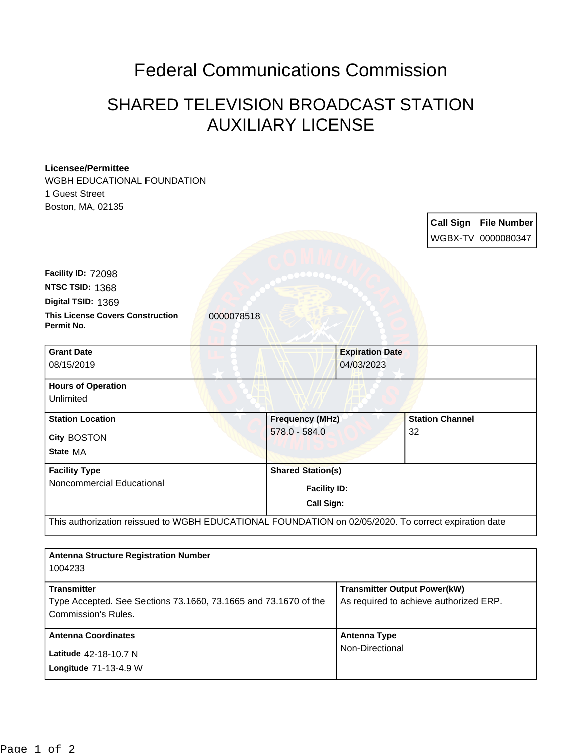# Federal Communications Commission

## SHARED TELEVISION BROADCAST STATION AUXILIARY LICENSE

**Licensee/Permittee**
WGBH EDUCATIONAL FOUNDATION
1 Guest Street
Boston, MA, 02135

| Call Sign | File Number |
|---|---|
| WGBX-TV | 0000080347 |

**Facility ID:** 72098
**NTSC TSID:** 1368
**Digital TSID:** 1369
**This License Covers Construction Permit No.** 0000078518

| Grant Date | Expiration Date |
|---|---|
| 08/15/2019 | 04/03/2023 |

**Hours of Operation**
Unlimited

| Station Location | Frequency (MHz) | Station Channel |
|---|---|---|
| City BOSTON<br>State MA | 578.0 - 584.0 | 32 |

| Facility Type | Shared Station(s) |
|---|---|
| Noncommercial Educational | Facility ID:<br>Call Sign: |

This authorization reissued to WGBH EDUCATIONAL FOUNDATION on 02/05/2020. To correct expiration date

**Antenna Structure Registration Number**
1004233

| Transmitter | Transmitter Output Power(kW) |
|---|---|
| Type Accepted. See Sections 73.1660, 73.1665 and 73.1670 of the Commission's Rules. | As required to achieve authorized ERP. |

| Antenna Coordinates | Antenna Type |
|---|---|
| Latitude 42-18-10.7 N<br>Longitude 71-13-4.9 W | Non-Directional |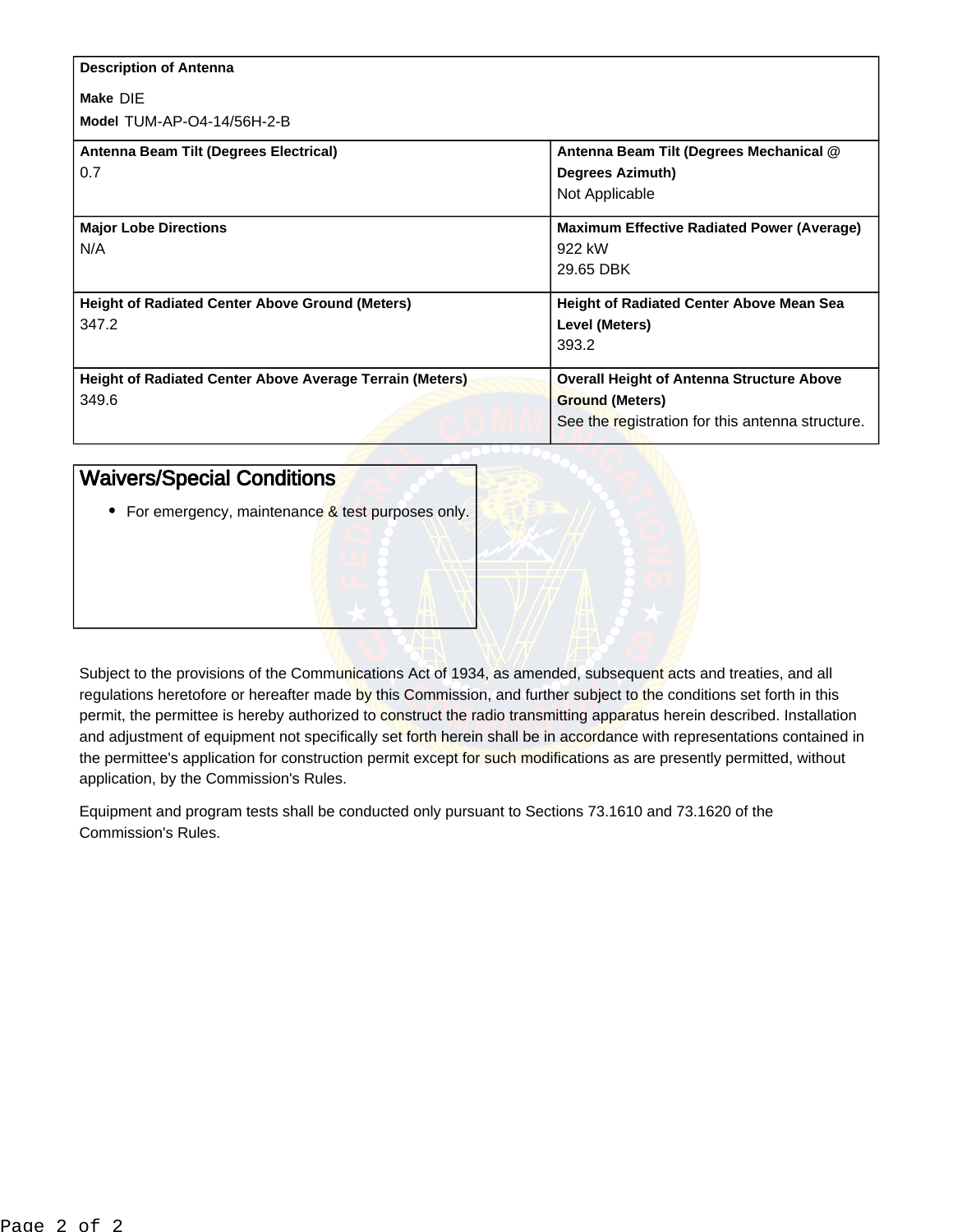| Description of Antenna | |
|---|---|
| **Make** DIE<br>**Model** TUM-AP-O4-14/56H-2-B | |
| **Antenna Beam Tilt (Degrees Electrical)**<br>0.7 | **Antenna Beam Tilt (Degrees Mechanical @ Degrees Azimuth)**<br>Not Applicable |
| **Major Lobe Directions**<br>N/A | **Maximum Effective Radiated Power (Average)**<br>922 kW<br>29.65 DBK |
| **Height of Radiated Center Above Ground (Meters)**<br>347.2 | **Height of Radiated Center Above Mean Sea Level (Meters)**<br>393.2 |
| **Height of Radiated Center Above Average Terrain (Meters)**<br>349.6 | **Overall Height of Antenna Structure Above Ground (Meters)**<br>See the registration for this antenna structure. |

## Waivers/Special Conditions

- For emergency, maintenance & test purposes only.

Subject to the provisions of the Communications Act of 1934, as amended, subsequent acts and treaties, and all regulations heretofore or hereafter made by this Commission, and further subject to the conditions set forth in this permit, the permittee is hereby authorized to construct the radio transmitting apparatus herein described. Installation and adjustment of equipment not specifically set forth herein shall be in accordance with representations contained in the permittee's application for construction permit except for such modifications as are presently permitted, without application, by the Commission's Rules.

Equipment and program tests shall be conducted only pursuant to Sections 73.1610 and 73.1620 of the Commission's Rules.